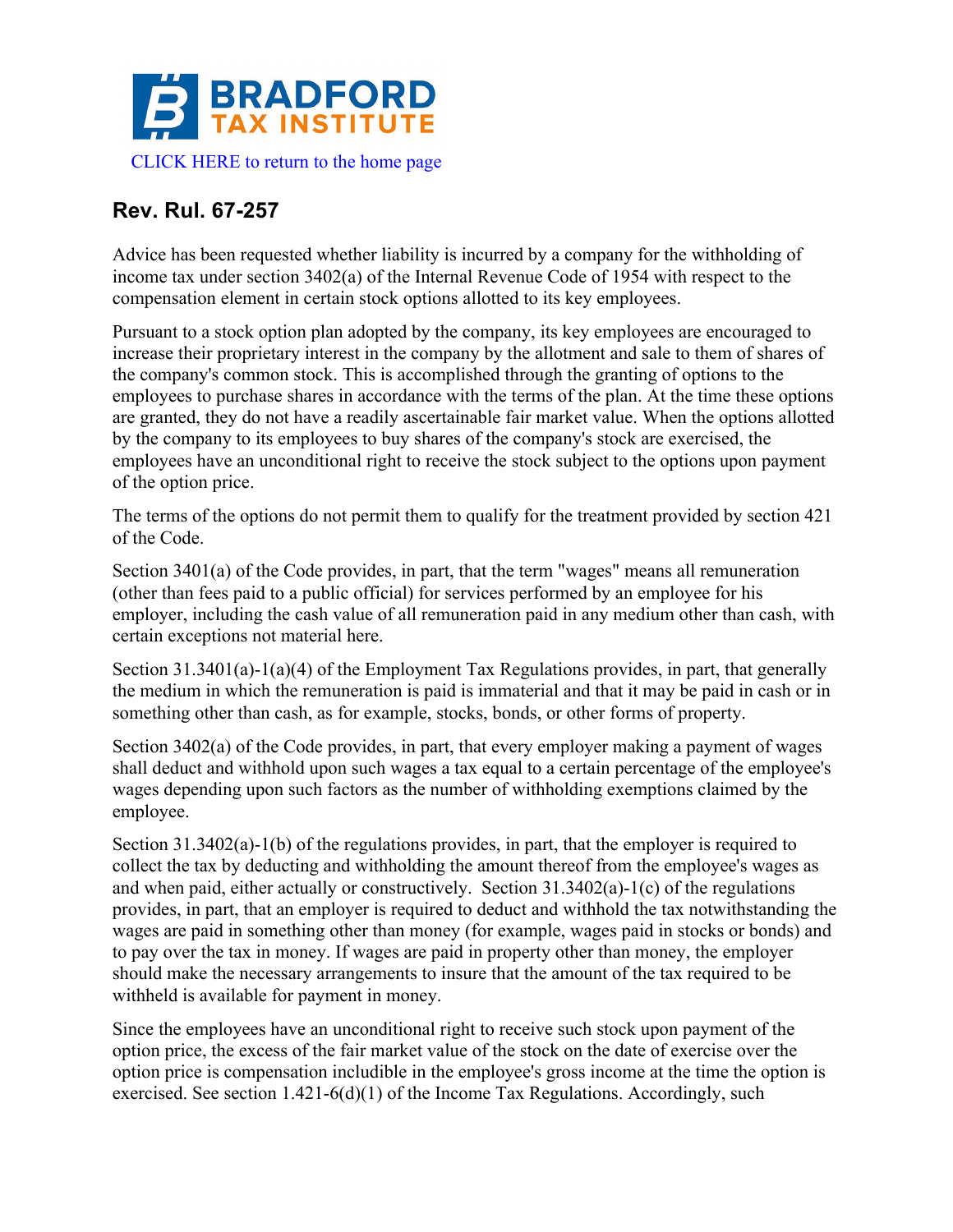BRADFORD TAX INSTITUTE

CLICK HERE to return to the home page

## Rev. Rul. 67-257

Advice has been requested whether liability is incurred by a company for the withholding of income tax under section 3402(a) of the Internal Revenue Code of 1954 with respect to the compensation element in certain stock options allotted to its key employees.

Pursuant to a stock option plan adopted by the company, its key employees are encouraged to increase their proprietary interest in the company by the allotment and sale to them of shares of the company's common stock. This is accomplished through the granting of options to the employees to purchase shares in accordance with the terms of the plan. At the time these options are granted, they do not have a readily ascertainable fair market value. When the options allotted by the company to its employees to buy shares of the company's stock are exercised, the employees have an unconditional right to receive the stock subject to the options upon payment of the option price.

The terms of the options do not permit them to qualify for the treatment provided by section 421 of the Code.

Section 3401(a) of the Code provides, in part, that the term "wages" means all remuneration (other than fees paid to a public official) for services performed by an employee for his employer, including the cash value of all remuneration paid in any medium other than cash, with certain exceptions not material here.

Section 31.3401(a)-1(a)(4) of the Employment Tax Regulations provides, in part, that generally the medium in which the remuneration is paid is immaterial and that it may be paid in cash or in something other than cash, as for example, stocks, bonds, or other forms of property.

Section 3402(a) of the Code provides, in part, that every employer making a payment of wages shall deduct and withhold upon such wages a tax equal to a certain percentage of the employee's wages depending upon such factors as the number of withholding exemptions claimed by the employee.

Section 31.3402(a)-1(b) of the regulations provides, in part, that the employer is required to collect the tax by deducting and withholding the amount thereof from the employee's wages as and when paid, either actually or constructively. Section 31.3402(a)-1(c) of the regulations provides, in part, that an employer is required to deduct and withhold the tax notwithstanding the wages are paid in something other than money (for example, wages paid in stocks or bonds) and to pay over the tax in money. If wages are paid in property other than money, the employer should make the necessary arrangements to insure that the amount of the tax required to be withheld is available for payment in money.

Since the employees have an unconditional right to receive such stock upon payment of the option price, the excess of the fair market value of the stock on the date of exercise over the option price is compensation includible in the employee's gross income at the time the option is exercised. See section 1.421-6(d)(1) of the Income Tax Regulations. Accordingly, such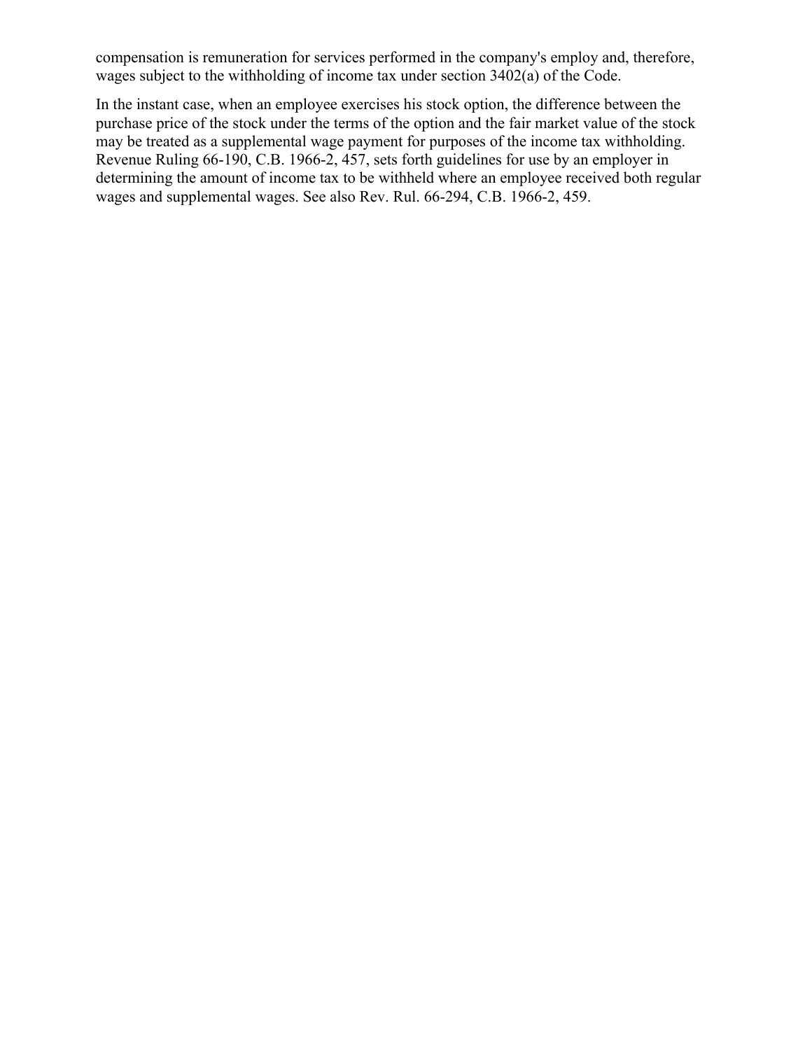compensation is remuneration for services performed in the company's employ and, therefore, wages subject to the withholding of income tax under section 3402(a) of the Code.

In the instant case, when an employee exercises his stock option, the difference between the purchase price of the stock under the terms of the option and the fair market value of the stock may be treated as a supplemental wage payment for purposes of the income tax withholding. Revenue Ruling 66-190, C.B. 1966-2, 457, sets forth guidelines for use by an employer in determining the amount of income tax to be withheld where an employee received both regular wages and supplemental wages. See also Rev. Rul. 66-294, C.B. 1966-2, 459.